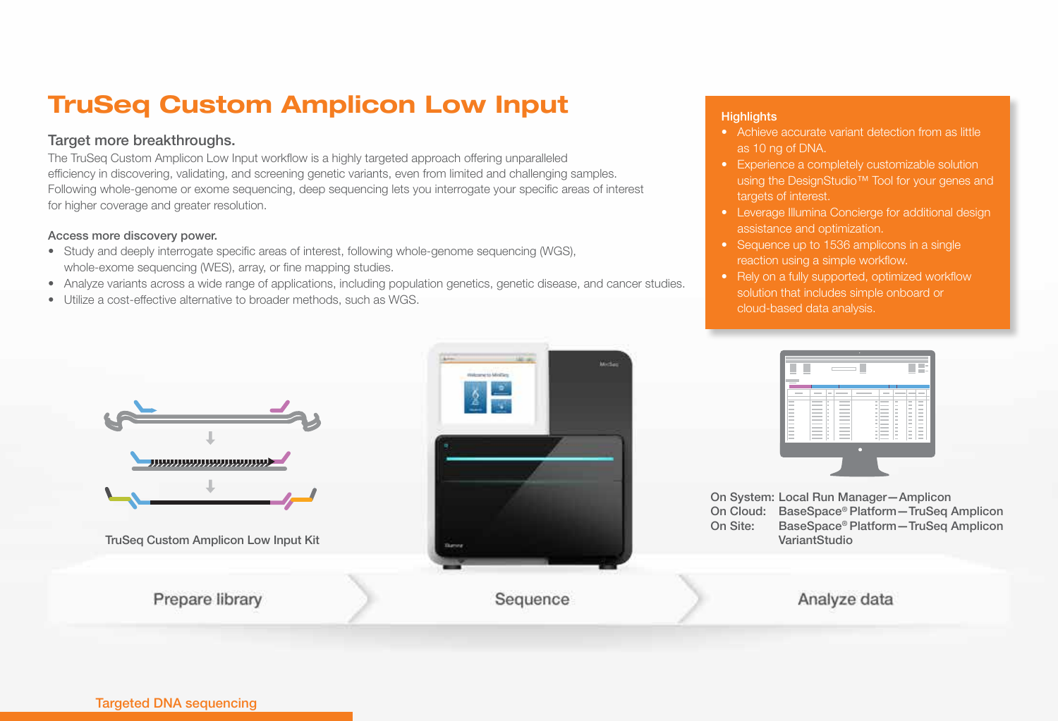# TruSeq Custom Amplicon Low Input

## Target more breakthroughs.

The TruSeq Custom Amplicon Low Input workflow is a highly targeted approach offering unparalleled efficiency in discovering, validating, and screening genetic variants, even from limited and challenging samples. Following whole-genome or exome sequencing, deep sequencing lets you interrogate your specific areas of interest for higher coverage and greater resolution.

### Access more discovery power.

- Study and deeply interrogate specific areas of interest, following whole-genome sequencing (WGS), whole-exome sequencing (WES), array, or fine mapping studies.
- Analyze variants across a wide range of applications, including population genetics, genetic disease, and cancer studies.
- Utilize a cost-effective alternative to broader methods, such as WGS.

### Highlights

- Achieve accurate variant detection from as little as 10 ng of DNA.
- Experience a completely customizable solution using the DesignStudio™ Tool for your genes and targets of interest.
- Leverage Illumina Concierge for additional design assistance and optimization.
- Sequence up to 1536 amplicons in a single reaction using a simple workflow.
- Rely on a fully supported, optimized workflow solution that includes simple onboard or cloud-based data analysis.

TruSeq Custom Amplicon Low Input Kit

On System: Local Run Manager—Amplicon
On Cloud: BaseSpace® Platform—TruSeq Amplicon
On Site: BaseSpace® Platform—TruSeq Amplicon VariantStudio

Prepare library → Sequence → Analyze data

Targeted DNA sequencing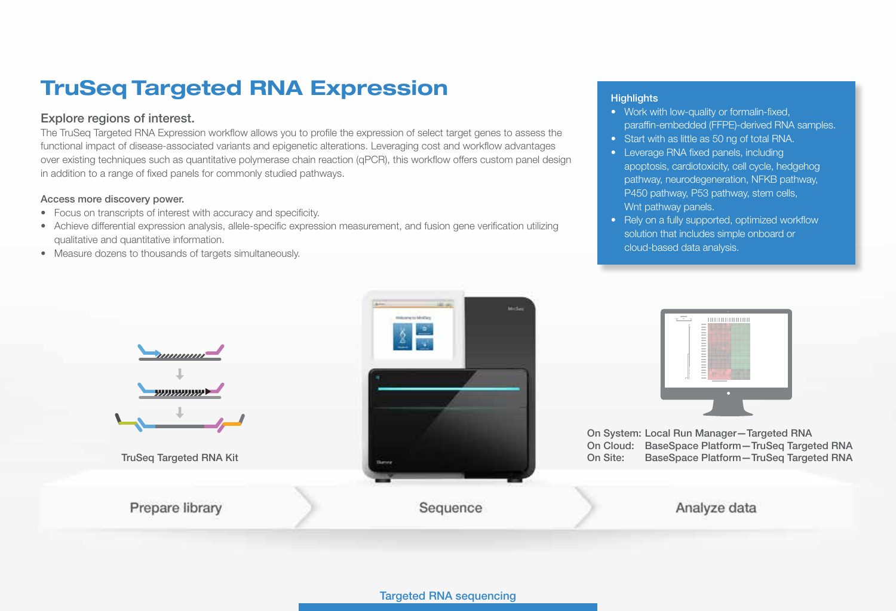# TruSeq Targeted RNA Expression

### Explore regions of interest.

The TruSeq Targeted RNA Expression workflow allows you to profile the expression of select target genes to assess the functional impact of disease-associated variants and epigenetic alterations. Leveraging cost and workflow advantages over existing techniques such as quantitative polymerase chain reaction (qPCR), this workflow offers custom panel design in addition to a range of fixed panels for commonly studied pathways.

**Access more discovery power.**

- Focus on transcripts of interest with accuracy and specificity.
- Achieve differential expression analysis, allele-specific expression measurement, and fusion gene verification utilizing qualitative and quantitative information.
- Measure dozens to thousands of targets simultaneously.

**Highlights**

- Work with low-quality or formalin-fixed, paraffin-embedded (FFPE)-derived RNA samples.
- Start with as little as 50 ng of total RNA.
- Leverage RNA fixed panels, including apoptosis, cardiotoxicity, cell cycle, hedgehog pathway, neurodegeneration, NFKB pathway, P450 pathway, P53 pathway, stem cells, Wnt pathway panels.
- Rely on a fully supported, optimized workflow solution that includes simple onboard or cloud-based data analysis.

TruSeq Targeted RNA Kit

On System: Local Run Manager—Targeted RNA
On Cloud: BaseSpace Platform—TruSeq Targeted RNA
On Site: BaseSpace Platform—TruSeq Targeted RNA

Prepare library → Sequence → Analyze data

Targeted RNA sequencing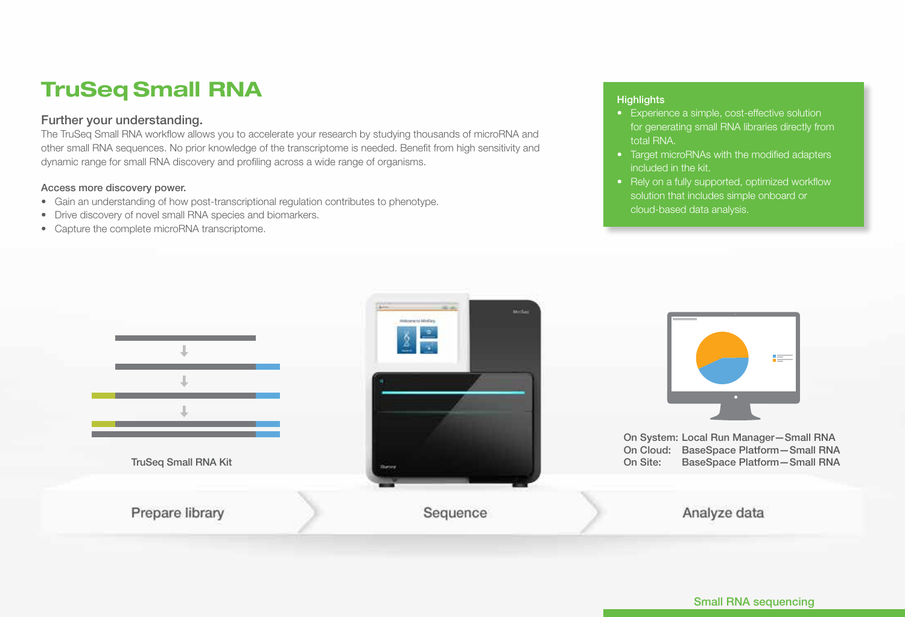# TruSeq Small RNA

### Further your understanding.

The TruSeq Small RNA workflow allows you to accelerate your research by studying thousands of microRNA and other small RNA sequences. No prior knowledge of the transcriptome is needed. Benefit from high sensitivity and dynamic range for small RNA discovery and profiling across a wide range of organisms.

### Access more discovery power.

- Gain an understanding of how post-transcriptional regulation contributes to phenotype.
- Drive discovery of novel small RNA species and biomarkers.
- Capture the complete microRNA transcriptome.

### Highlights

- Experience a simple, cost-effective solution for generating small RNA libraries directly from total RNA.
- Target microRNAs with the modified adapters included in the kit.
- Rely on a fully supported, optimized workflow solution that includes simple onboard or cloud-based data analysis.

TruSeq Small RNA Kit

On System: Local Run Manager—Small RNA
On Cloud: BaseSpace Platform—Small RNA
On Site: BaseSpace Platform—Small RNA

Prepare library

Sequence

Analyze data

Small RNA sequencing